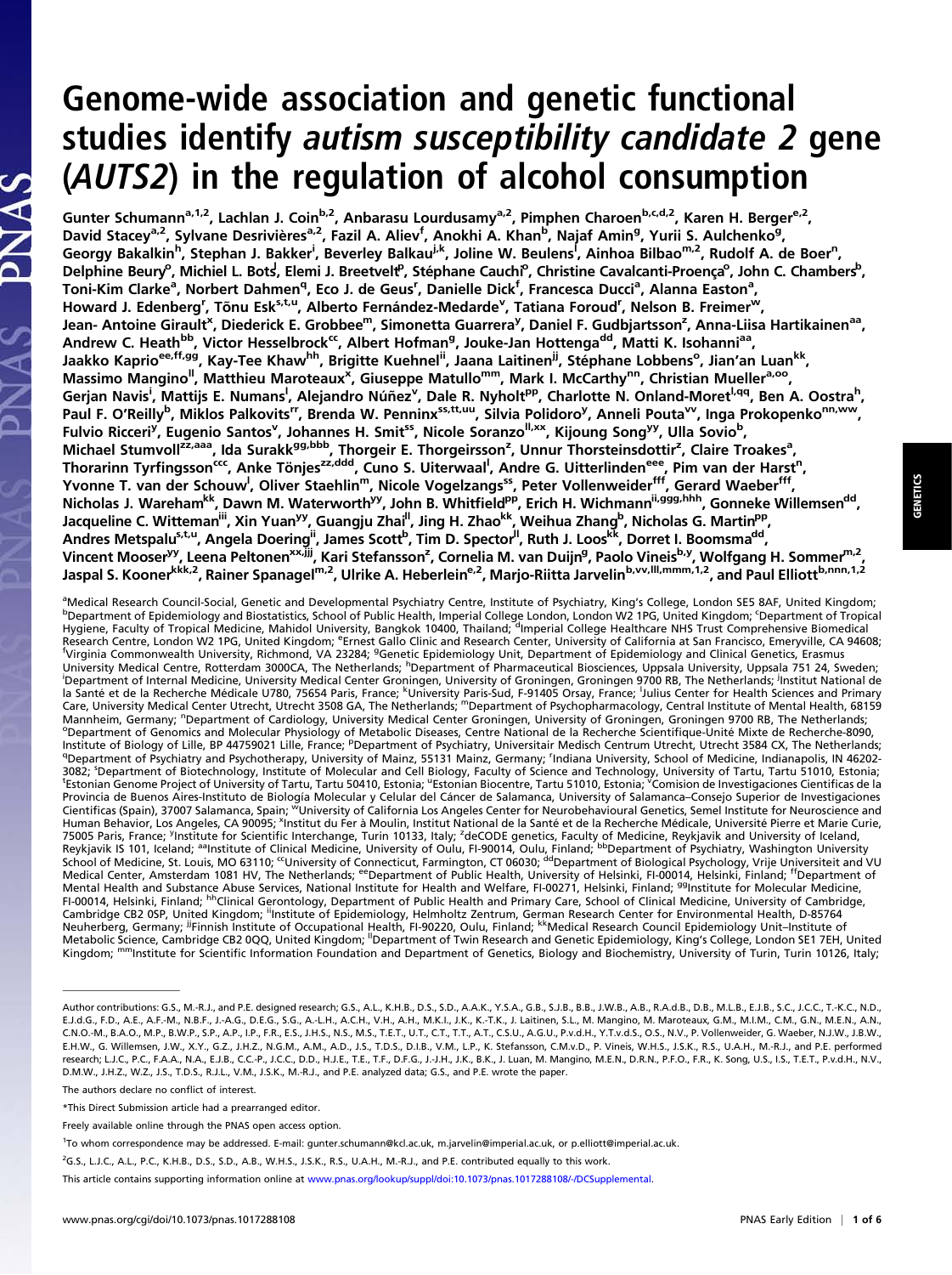# Genome-wide association and genetic functional studies identify *autism susceptibility candidate 2* gene (*AUTS2*) in the regulation of alcohol consumption

Gunter Schumann[a,1,2], Lachlan J. Coin[b,2], Anbarasu Lourdusamy[a,2], Pimphen Charoen[b,c,d,2], Karen H. Berger[e,2], David Stacey[a,2], Sylvane Desrivières[a,2], Fazil A. Aliev[f], Anokhi A. Khan[b], Najaf Amin[g], Yurii S. Aulchenko[g], Georgy Bakalkin[h], Stephan J. Bakker[i], Beverley Balkau[j,k], Joline W. Beulens[l], Ainhoa Bilbao[m,2], Rudolf A. de Boer[n], Delphine Beury[o], Michiel L. Bots[l], Elemi J. Breetvelt[p], Stéphane Cauchi[o], Christine Cavalcanti-Proença[o], John C. Chambers[b], Toni-Kim Clarke[a], Norbert Dahmen[q], Eco J. de Geus[r], Danielle Dick[f], Francesca Ducci[a], Alanna Easton[a], Howard J. Edenberg[r], Tõnu Esk[s,t,u], Alberto Fernández-Medarde[v], Tatiana Foroud[r], Nelson B. Freimer[w], Jean- Antoine Girault[x], Diederick E. Grobbee[m], Simonetta Guarrera[y], Daniel F. Gudbjartsson[z], Anna-Liisa Hartikainen[aa], Andrew C. Heath[bb], Victor Hesselbrock[cc], Albert Hofman[g], Jouke-Jan Hottenga[dd], Matti K. Isohanni[aa], Jaakko Kaprio[ee,ff,gg], Kay-Tee Khaw[hh], Brigitte Kuehnel[ii], Jaana Laitinen[jj], Stéphane Lobbens[o], Jian'an Luan[kk], Massimo Mangino[ll], Matthieu Maroteaux[x], Giuseppe Matullo[mm], Mark I. McCarthy[nn], Christian Mueller[a,oo], Gerjan Navis[i], Mattijs E. Numans[l], Alejandro Núñez[v], Dale R. Nyholt[pp], Charlotte N. Onland-Moret[l,qq], Ben A. Oostra[h], Paul F. O'Reilly[b], Miklos Palkovits[rr], Brenda W. Penninx[ss,tt,uu], Silvia Polidoro[y], Anneli Pouta[vv], Inga Prokopenko[nn,ww], Fulvio Ricceri[y], Eugenio Santos[v], Johannes H. Smit[ss], Nicole Soranzo[ll,xx], Kijoung Song[yy], Ulla Sovio[b], Michael Stumvoll[zz,aaa], Ida Surakk[gg,bbb], Thorgeir E. Thorgeirsson[z], Unnur Thorsteinsdottir[z], Claire Troakes[a], Thorarinn Tyrfingsson[ccc], Anke Tönjes[zz,ddd], Cuno S. Uiterwaal[l], Andre G. Uitterlinden[eee], Pim van der Harst[n], Yvonne T. van der Schouw[l], Oliver Staehlin[m], Nicole Vogelzangs[ss], Peter Vollenweider[fff], Gerard Waeber[fff], Nicholas J. Wareham[kk], Dawn M. Waterworth[yy], John B. Whitfield[pp], Erich H. Wichmann[ii,ggg,hhh], Gonneke Willemsen[dd], Jacqueline C. Witteman[iii], Xin Yuan[yy], Guangju Zhai[ll], Jing H. Zhao[kk], Weihua Zhang[b], Nicholas G. Martin[pp], Andres Metspalu[s,t,u], Angela Doering[ii], James Scott[b], Tim D. Spector[ll], Ruth J. Loos[kk], Dorret I. Boomsma[dd], Vincent Mooser[yy], Leena Peltonen[xx,jjj], Kari Stefansson[z], Cornelia M. van Duijn[g], Paolo Vineis[b,y], Wolfgang H. Sommer[m,2], Jaspal S. Kooner[kkk,2], Rainer Spanagel[m,2], Ulrike A. Heberlein[e,2], Marjo-Riitta Jarvelin[b,vv,lll,mmm,1,2], and Paul Elliott[b,nnn,1,2]

[a]Medical Research Council-Social, Genetic and Developmental Psychiatry Centre, Institute of Psychiatry, King's College, London SE5 8AF, United Kingdom; [b]Department of Epidemiology and Biostatistics, School of Public Health, Imperial College London, London W2 1PG, United Kingdom; [c]Department of Tropical Hygiene, Faculty of Tropical Medicine, Mahidol University, Bangkok 10400, Thailand; [d]Imperial College Healthcare NHS Trust Comprehensive Biomedical Research Centre, London W2 1PG, United Kingdom; [e]Ernest Gallo Clinic and Research Center, University of California at San Francisco, Emeryville, CA 94608; [f]Virginia Commonwealth University, Richmond, VA 23284; [g]Genetic Epidemiology Unit, Department of Epidemiology and Clinical Genetics, Erasmus University Medical Centre, Rotterdam 3000CA, The Netherlands; [h]Department of Pharmaceutical Biosciences, Uppsala University, Uppsala 751 24, Sweden; [i]Department of Internal Medicine, University Medical Center Groningen, University of Groningen, Groningen 9700 RB, The Netherlands; [j]Institut National de la Santé et de la Recherche Médicale U780, 75654 Paris, France; [k]University Paris-Sud, F-91405 Orsay, France; [l]Julius Center for Health Sciences and Primary Care, University Medical Center Utrecht, Utrecht 3508 GA, The Netherlands; [m]Department of Psychopharmacology, Central Institute of Mental Health, 68159 Mannheim, Germany; [n]Department of Cardiology, University Medical Center Groningen, University of Groningen, Groningen 9700 RB, The Netherlands; [o]Department of Genomics and Molecular Physiology of Metabolic Diseases, Centre National de la Recherche Scientifique-Unité Mixte de Recherche-8090, Institute of Biology of Lille, BP 44759021 Lille, France; [p]Department of Psychiatry, Universitair Medisch Centrum Utrecht, Utrecht 3584 CX, The Netherlands; [q]Department of Psychiatry and Psychotherapy, University of Mainz, 55131 Mainz, Germany; [r]Indiana University, School of Medicine, Indianapolis, IN 46202-3082; [s]Department of Biotechnology, Institute of Molecular and Cell Biology, Faculty of Science and Technology, University of Tartu, Tartu 51010, Estonia; [t]Estonian Genome Project of University of Tartu, Tartu 50410, Estonia; [u]Estonian Biocentre, Tartu 51010, Estonia; [v]Comision de Investigaciones Cientificas de la Provincia de Buenos Aires-Instituto de Biología Molecular y Celular del Cáncer de Salamanca, University of Salamanca–Consejo Superior de Investigaciones Cientificas (Spain), 37007 Salamanca, Spain; [w]University of California Los Angeles Center for Neurobehavioural Genetics, Semel Institute for Neuroscience and Human Behavior, Los Angeles, CA 90095; [x]Institut du Fer à Moulin, Institut National de la Santé et de la Recherche Médicale, Université Pierre et Marie Curie, 75005 Paris, France; [y]Institute for Scientific Interchange, Turin 10133, Italy; [z]deCODE genetics, Faculty of Medicine, Reykjavik and University of Iceland, Reykjavik IS 101, Iceland; [aa]Institute of Clinical Medicine, University of Oulu, FI-90014, Oulu, Finland; [bb]Department of Psychiatry, Washington University School of Medicine, St. Louis, MO 63110; [cc]University of Connecticut, Farmington, CT 06030; [dd]Department of Biological Psychology, Vrije Universiteit and VU Medical Center, Amsterdam 1081 HV, The Netherlands; [ee]Department of Public Health, University of Helsinki, FI-00014, Helsinki, Finland; [ff]Department of Mental Health and Substance Abuse Services, National Institute for Health and Welfare, FI-00271, Helsinki, Finland; [gg]Institute for Molecular Medicine, FI-00014, Helsinki, Finland; [hh]Clinical Gerontology, Department of Public Health and Primary Care, School of Clinical Medicine, University of Cambridge, Cambridge CB2 0SP, United Kingdom; [ii]Institute of Epidemiology, Helmholtz Zentrum, German Research Center for Environmental Health, D-85764 Neuherberg, Germany; [jj]Finnish Institute of Occupational Health, FI-90220, Oulu, Finland; [kk]Medical Research Council Epidemiology Unit–Institute of Metabolic Science, Cambridge CB2 0QQ, United Kingdom; [ll]Department of Twin Research and Genetic Epidemiology, King's College, London SE1 7EH, United Kingdom; [mm]Institute for Scientific Information Foundation and Department of Genetics, Biology and Biochemistry, University of Turin, Turin 10126, Italy;

---

Author contributions: G.S., M.-R.J., and P.E. designed research; G.S., A.L., K.H.B., D.S., S.D., A.A.K., Y.S.A., G.B., S.J.B., B.B., J.W.B., A.B., R.A.d.B., D.B., M.L.B., E.J.B., S.C., J.C.C., T.-K.C., N.D., E.J.d.G., F.D., A.E., A.F.-M., N.B.F., J.-A.G., D.E.G., S.G., A.-L.H., A.C.H., V.H., A.H., M.K.I., J.K., K.-T.K., J. Laitinen, S.L., M. Mangino, M. Maroteaux, G.M., M.I.M., C.M., G.N., M.E.N., A.N., C.N.O.-M., B.A.O., M.P., B.W.P., S.P., A.P., I.P., F.R., E.S., J.H.S., N.S., M.S., T.E.T., U.T., C.T., T.T., A.T., C.S.U., A.G.U., P.v.d.H., Y.T.v.d.S., O.S., N.V., P. Vollenweider, G. Waeber, N.J.W., J.B.W., E.H.W., G. Willemsen, J.W., X.Y., G.Z., J.H.Z., N.G.M., A.M., A.D., J.S., T.D.S., D.I.B., V.M., L.P., K. Stefansson, C.M.v.D., P. Vineis, W.H.S., J.S.K., R.S., U.A.H., M.-R.J., and P.E. performed research; L.J.C., P.C., F.A.A., N.A., E.J.B., C.C.-P., J.C.C., D.D., H.J.E., T.E., T.F., D.F.G., J.-J.H., J.K., B.K., J. Luan, M. Mangino, M.E.N., D.R.N., P.F.O., F.R., K. Song, U.S., I.S., T.E.T., P.v.d.H., N.V., D.M.W., J.H.Z., W.Z., J.S., T.D.S., R.J.L., V.M., J.S.K., M.-R.J., and P.E. analyzed data; G.S., and P.E. wrote the paper.

The authors declare no conflict of interest.

*This Direct Submission article had a prearranged editor.

Freely available online through the PNAS open access option.

[1]To whom correspondence may be addressed. E-mail: gunter.schumann@kcl.ac.uk, m.jarvelin@imperial.ac.uk, or p.elliott@imperial.ac.uk.

[2]G.S., L.J.C., A.L., P.C., K.H.B., D.S., S.D., A.B., W.H.S., J.S.K., R.S., U.A.H., M.-R.J., and P.E. contributed equally to this work.

This article contains supporting information online at www.pnas.org/lookup/suppl/doi:10.1073/pnas.1017288108/-/DCSupplemental.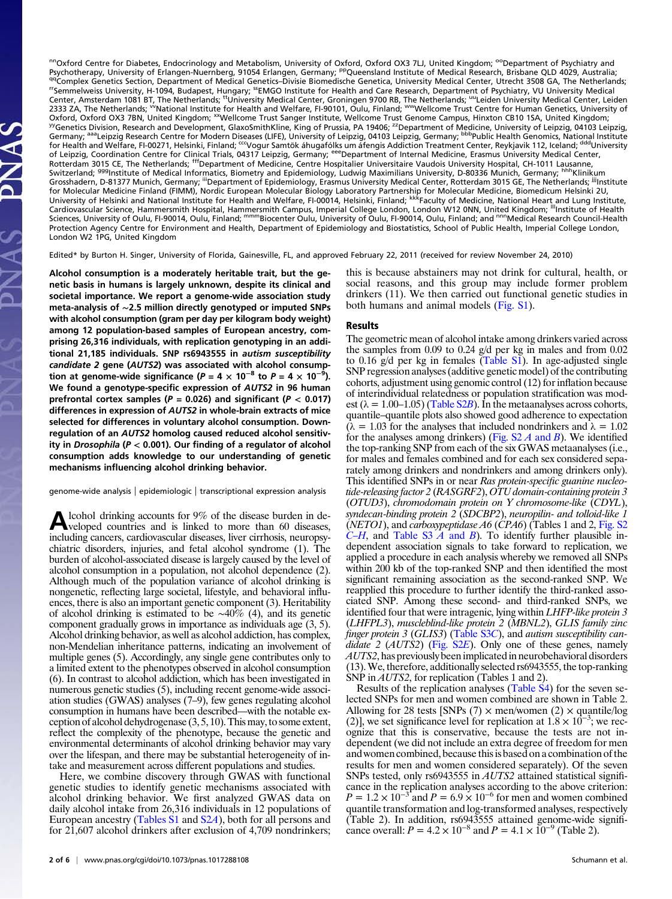[nn]Oxford Centre for Diabetes, Endocrinology and Metabolism, University of Oxford, Oxford OX3 7LJ, United Kingdom; [oo]Department of Psychiatry and Psychotherapy, University of Erlangen-Nuernberg, 91054 Erlangen, Germany; [pp]Queensland Institute of Medical Research, Brisbane QLD 4029, Australia; [qq]Complex Genetics Section, Department of Medical Genetics–Divisie Biomedische Genetica, University Medical Center, Utrecht 3508 GA, The Netherlands; [rr]Semmelweiss University, H-1094, Budapest, Hungary; [ss]EMGO Institute for Health and Care Research, Department of Psychiatry, VU University Medical Center, Amsterdam 1081 BT, The Netherlands; [tt]University Medical Center, Groningen 9700 RB, The Netherlands; [uu]Leiden University Medical Center, Leiden 2333 ZA, The Netherlands; [vv]National Institute for Health and Welfare, FI-90101, Oulu, Finland; [ww]Wellcome Trust Centre for Human Genetics, University of Oxford, Oxford OX3 7BN, United Kingdom; [xx]Wellcome Trust Sanger Institute, Wellcome Trust Genome Campus, Hinxton CB10 1SA, United Kingdom; [yy]Genetics Division, Research and Development, GlaxoSmithKline, King of Prussia, PA 19406; [zz]Department of Medicine, University of Leipzig, 04103 Leipzig, Germany; [aaa]Leipzig Research Centre for Modern Diseases (LIFE), University of Leipzig, 04103 Leipzig, Germany; [bbb]Public Health Genomics, National Institute for Health and Welfare, FI-00271, Helsinki, Finland; [ccc]Vogur Samtök áhugafólks um áfengis Addiction Treatment Center, Reykjavik 112, Iceland; [ddd]University of Leipzig, Coordination Centre for Clinical Trials, 04317 Leipzig, Germany; [eee]Department of Internal Medicine, Erasmus University Medical Center, Rotterdam 3015 CE, The Netherlands; [fff]Department of Medicine, Centre Hospitalier Universitaire Vaudois University Hospital, CH-1011 Lausanne, Switzerland; [ggg]Institute of Medical Informatics, Biometry and Epidemiology, Ludwig Maximilians University, D-80336 Munich, Germany; [hhh]Klinikum Grosshadern, D-81377 Munich, Germany; [iii]Department of Epidemiology, Erasmus University Medical Center, Rotterdam 3015 GE, The Netherlands; [jjj]Institute for Molecular Medicine Finland (FIMM), Nordic European Molecular Biology Laboratory Partnership for Molecular Medicine, Biomedicum Helsinki 2U, University of Helsinki and National Institute for Health and Welfare, FI-00014, Helsinki, Finland; [kkk]Faculty of Medicine, National Heart and Lung Institute, Cardiovascular Science, Hammersmith Hospital, Hammersmith Campus, Imperial College London, London W12 0NN, United Kingdom; [lll]Institute of Health Sciences, University of Oulu, FI-90014, Oulu, Finland; [mmm]Biocenter Oulu, University of Oulu, FI-90014, Oulu, Finland; and [nnn]Medical Research Council-Health Protection Agency Centre for Environment and Health, Department of Epidemiology and Biostatistics, School of Public Health, Imperial College London, London W2 1PG, United Kingdom

Edited* by Burton H. Singer, University of Florida, Gainesville, FL, and approved February 22, 2011 (received for review November 24, 2010)

**Alcohol consumption is a moderately heritable trait, but the genetic basis in humans is largely unknown, despite its clinical and societal importance. We report a genome-wide association study meta-analysis of ~2.5 million directly genotyped or imputed SNPs with alcohol consumption (gram per day per kilogram body weight) among 12 population-based samples of European ancestry, comprising 26,316 individuals, with replication genotyping in an additional 21,185 individuals. SNP rs6943555 in *autism susceptibility candidate 2* gene (*AUTS2*) was associated with alcohol consumption at genome-wide significance ($P = 4 \times 10^{-8}$ to $P = 4 \times 10^{-9}$). We found a genotype-specific expression of *AUTS2* in 96 human prefrontal cortex samples ($P = 0.026$) and significant ($P < 0.017$) differences in expression of *AUTS2* in whole-brain extracts of mice selected for differences in voluntary alcohol consumption. Downregulation of an *AUTS2* homolog caused reduced alcohol sensitivity in *Drosophila* ($P < 0.001$). Our finding of a regulator of alcohol consumption adds knowledge to our understanding of genetic mechanisms influencing alcohol drinking behavior.**

genome-wide analysis | epidemiologic | transcriptional expression analysis

Alcohol drinking accounts for 9% of the disease burden in developed countries and is linked to more than 60 diseases, including cancers, cardiovascular diseases, liver cirrhosis, neuropsychiatric disorders, injuries, and fetal alcohol syndrome (1). The burden of alcohol-associated disease is largely caused by the level of alcohol consumption in a population, not alcohol dependence (2). Although much of the population variance of alcohol drinking is nongenetic, reflecting large societal, lifestyle, and behavioral influences, there is also an important genetic component (3). Heritability of alcohol drinking is estimated to be ~40% (4), and its genetic component gradually grows in importance as individuals age (3, 5). Alcohol drinking behavior, as well as alcohol addiction, has complex, non-Mendelian inheritance patterns, indicating an involvement of multiple genes (5). Accordingly, any single gene contributes only to a limited extent to the phenotypes observed in alcohol consumption (6). In contrast to alcohol addiction, which has been investigated in numerous genetic studies (5), including recent genome-wide association studies (GWAS) analyses (7–9), few genes regulating alcohol consumption in humans have been described—with the notable exception of alcohol dehydrogenase (3, 5, 10). This may, to some extent, reflect the complexity of the phenotype, because the genetic and environmental determinants of alcohol drinking behavior may vary over the lifespan, and there may be substantial heterogeneity of intake and measurement across different populations and studies.

Here, we combine discovery through GWAS with functional genetic studies to identify genetic mechanisms associated with alcohol drinking behavior. We first analyzed GWAS data on daily alcohol intake from 26,316 individuals in 12 populations of European ancestry (Tables S1 and S2*A*), both for all persons and for 21,607 alcohol drinkers after exclusion of 4,709 nondrinkers; this is because abstainers may not drink for cultural, health, or social reasons, and this group may include former problem drinkers (11). We then carried out functional genetic studies in both humans and animal models (Fig. S1).

## Results

The geometric mean of alcohol intake among drinkers varied across the samples from 0.09 to 0.24 g/d per kg in males and from 0.02 to 0.16 g/d per kg in females (Table S1). In age-adjusted single SNP regression analyses (additive genetic model) of the contributing cohorts, adjustment using genomic control (12) for inflation because of interindividual relatedness or population stratification was modest ($\lambda = 1.00$–$1.05$) (Table S2*B*). In the metaanalyses across cohorts, quantile–quantile plots also showed good adherence to expectation ($\lambda = 1.03$ for the analyses that included nondrinkers and $\lambda = 1.02$ for the analyses among drinkers) (Fig. S2 *A* and *B*). We identified the top-ranking SNP from each of the six GWAS metaanalyses (i.e., for males and females combined and for each sex considered separately among drinkers and nondrinkers and among drinkers only). This identified SNPs in or near *Ras protein-specific guanine nucleotide-releasing factor 2* (*RASGRF2*), *OTU domain-containing protein 3* (*OTUD3*), *chromodomain protein on Y chromosome-like* (*CDYL*), *syndecan-binding protein 2* (*SDCBP2*), *neuropilin- and tolloid-like 1* (*NETO1*), and *carboxypeptidase A6* (*CPA6*) (Tables 1 and 2, Fig. S2 *C–H*, and Table S3 *A* and *B*). To identify further plausible independent association signals to take forward to replication, we applied a procedure in each analysis whereby we removed all SNPs within 200 kb of the top-ranked SNP and then identified the most significant remaining association as the second-ranked SNP. We reapplied this procedure to further identify the third-ranked associated SNP. Among these second- and third-ranked SNPs, we identified four that were intragenic, lying within *LHFP-like protein 3* (*LHFPL3*), *muscleblind-like protein 2* (*MBNL2*), *GLIS family zinc finger protein 3* (*GLIS3*) (Table S3*C*), and *autism susceptibility candidate 2* (*AUTS2*) (Fig. S2*E*). Only one of these genes, namely *AUTS2*, has previously been implicated in neurobehavioral disorders (13). We, therefore, additionally selected rs6943555, the top-ranking SNP in *AUTS2*, for replication (Tables 1 and 2).

Results of the replication analyses (Table S4) for the seven selected SNPs for men and women combined are shown in Table 2. Allowing for 28 tests [SNPs (7) × men/women (2) × quantile/log (2)], we set significance level for replication at $1.8 \times 10^{-3}$; we recognize that this is conservative, because the tests are not independent (we did not include an extra degree of freedom for men and women combined, because this is based on a combination of the results for men and women considered separately). Of the seven SNPs tested, only rs6943555 in *AUTS2* attained statistical significance in the replication analyses according to the above criterion: $P = 1.2 \times 10^{-3}$ and $P = 6.9 \times 10^{-6}$ for men and women combined quantile transformation and log-transformed analyses, respectively (Table 2). In addition, rs6943555 attained genome-wide significance overall: $P = 4.2 \times 10^{-8}$ and $P = 4.1 \times 10^{-9}$ (Table 2).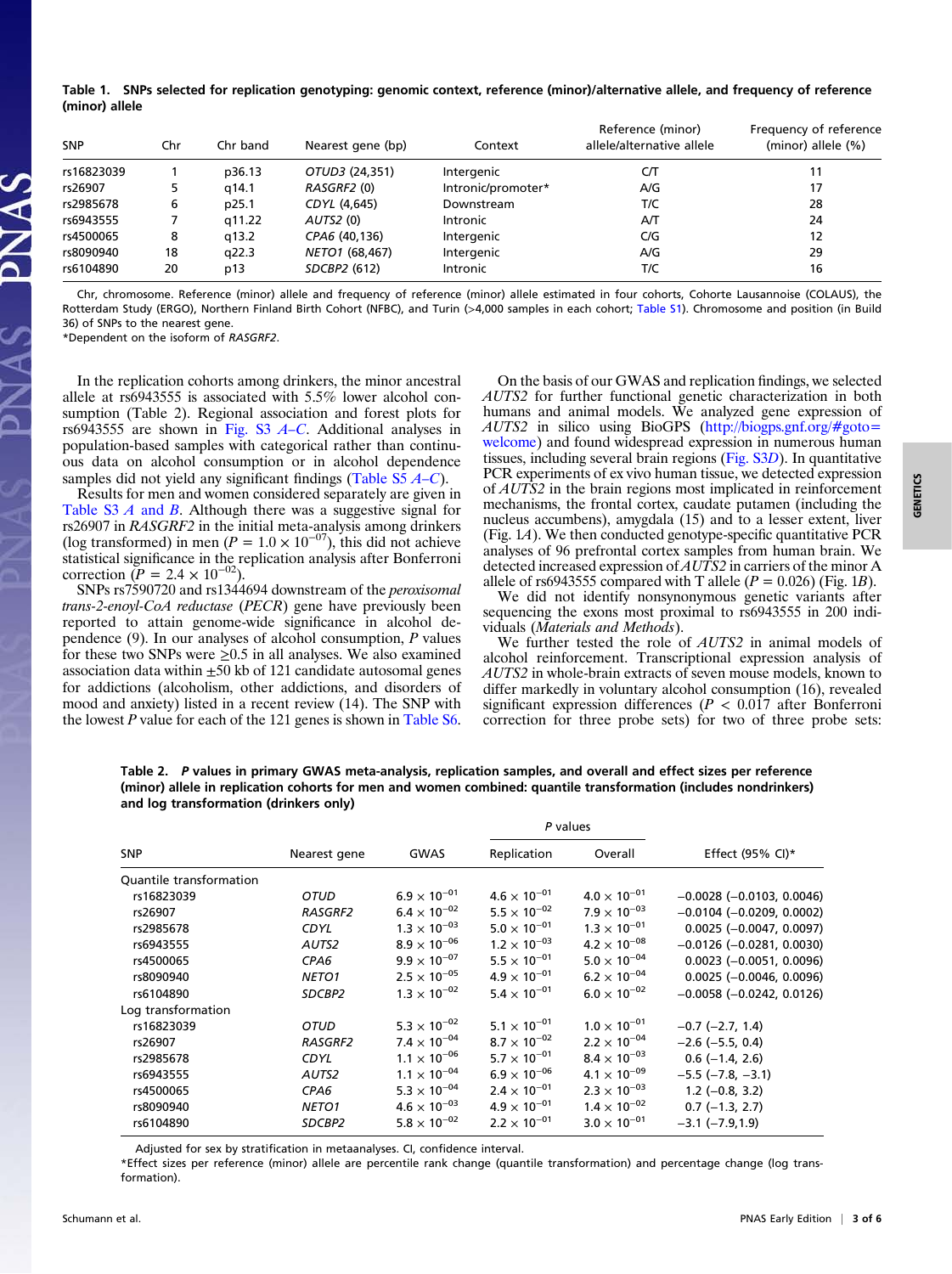**Table 1. SNPs selected for replication genotyping: genomic context, reference (minor)/alternative allele, and frequency of reference (minor) allele**

| SNP | Chr | Chr band | Nearest gene (bp) | Context | Reference (minor) allele/alternative allele | Frequency of reference (minor) allele (%) |
|---|---|---|---|---|---|---|
| rs16823039 | 1 | p36.13 | *OTUD3* (24,351) | Intergenic | C/T | 11 |
| rs26907 | 5 | q14.1 | *RASGRF2* (0) | Intronic/promoter* | A/G | 17 |
| rs2985678 | 6 | p25.1 | *CDYL* (4,645) | Downstream | T/C | 28 |
| rs6943555 | 7 | q11.22 | *AUTS2* (0) | Intronic | A/T | 24 |
| rs4500065 | 8 | q13.2 | *CPA6* (40,136) | Intergenic | C/G | 12 |
| rs8090940 | 18 | q22.3 | *NETO1* (68,467) | Intergenic | A/G | 29 |
| rs6104890 | 20 | p13 | *SDCBP2* (612) | Intronic | T/C | 16 |

Chr, chromosome. Reference (minor) allele and frequency of reference (minor) allele estimated in four cohorts, Cohorte Lausannoise (COLAUS), the Rotterdam Study (ERGO), Northern Finland Birth Cohort (NFBC), and Turin (>4,000 samples in each cohort; Table S1). Chromosome and position (in Build 36) of SNPs to the nearest gene.
*Dependent on the isoform of *RASGRF2*.

In the replication cohorts among drinkers, the minor ancestral allele at rs6943555 is associated with 5.5% lower alcohol consumption (Table 2). Regional association and forest plots for rs6943555 are shown in Fig. S3 *A–C*. Additional analyses in population-based samples with categorical rather than continuous data on alcohol consumption or in alcohol dependence samples did not yield any significant findings (Table S5 *A–C*).

Results for men and women considered separately are given in Table S3 *A* and *B*. Although there was a suggestive signal for rs26907 in *RASGRF2* in the initial meta-analysis among drinkers (log transformed) in men ($P = 1.0 \times 10^{-07}$), this did not achieve statistical significance in the replication analysis after Bonferroni correction ($P = 2.4 \times 10^{-02}$).

SNPs rs7590720 and rs1344694 downstream of the *peroxisomal trans-2-enoyl-CoA reductase* (*PECR*) gene have previously been reported to attain genome-wide significance in alcohol dependence (9). In our analyses of alcohol consumption, *P* values for these two SNPs were ≥0.5 in all analyses. We also examined association data within ±50 kb of 121 candidate autosomal genes for addictions (alcoholism, other addictions, and disorders of mood and anxiety) listed in a recent review (14). The SNP with the lowest *P* value for each of the 121 genes is shown in Table S6.

On the basis of our GWAS and replication findings, we selected *AUTS2* for further functional genetic characterization in both humans and animal models. We analyzed gene expression of *AUTS2* in silico using BioGPS (http://biogps.gnf.org/#goto=welcome) and found widespread expression in numerous human tissues, including several brain regions (Fig. S3*D*). In quantitative PCR experiments of ex vivo human tissue, we detected expression of *AUTS2* in the brain regions most implicated in reinforcement mechanisms, the frontal cortex, caudate putamen (including the nucleus accumbens), amygdala (15) and to a lesser extent, liver (Fig. 1*A*). We then conducted genotype-specific quantitative PCR analyses of 96 prefrontal cortex samples from human brain. We detected increased expression of *AUTS2* in carriers of the minor A allele of rs6943555 compared with T allele ($P = 0.026$) (Fig. 1*B*).

We did not identify nonsynonymous genetic variants after sequencing the exons most proximal to rs6943555 in 200 individuals (*Materials and Methods*).

We further tested the role of *AUTS2* in animal models of alcohol reinforcement. Transcriptional expression analysis of *AUTS2* in whole-brain extracts of seven mouse models, known to differ markedly in voluntary alcohol consumption (16), revealed significant expression differences ($P < 0.017$ after Bonferroni correction for three probe sets) for two of three probe sets:

**Table 2. *P* values in primary GWAS meta-analysis, replication samples, and overall and effect sizes per reference (minor) allele in replication cohorts for men and women combined: quantile transformation (includes nondrinkers) and log transformation (drinkers only)**

| SNP | Nearest gene | *P* values GWAS | *P* values Replication | *P* values Overall | Effect (95% CI)* |
|---|---|---|---|---|---|
| Quantile transformation | | | | | |
| rs16823039 | *OTUD* | $6.9 \times 10^{-01}$ | $4.6 \times 10^{-01}$ | $4.0 \times 10^{-01}$ | −0.0028 (−0.0103, 0.0046) |
| rs26907 | *RASGRF2* | $6.4 \times 10^{-02}$ | $5.5 \times 10^{-02}$ | $7.9 \times 10^{-03}$ | −0.0104 (−0.0209, 0.0002) |
| rs2985678 | *CDYL* | $1.3 \times 10^{-03}$ | $5.0 \times 10^{-01}$ | $1.3 \times 10^{-01}$ | 0.0025 (−0.0047, 0.0097) |
| rs6943555 | *AUTS2* | $8.9 \times 10^{-06}$ | $1.2 \times 10^{-03}$ | $4.2 \times 10^{-08}$ | −0.0126 (−0.0281, 0.0030) |
| rs4500065 | *CPA6* | $9.9 \times 10^{-07}$ | $5.5 \times 10^{-01}$ | $5.0 \times 10^{-04}$ | 0.0023 (−0.0051, 0.0096) |
| rs8090940 | *NETO1* | $2.5 \times 10^{-05}$ | $4.9 \times 10^{-01}$ | $6.2 \times 10^{-04}$ | 0.0025 (−0.0046, 0.0096) |
| rs6104890 | *SDCBP2* | $1.3 \times 10^{-02}$ | $5.4 \times 10^{-01}$ | $6.0 \times 10^{-02}$ | −0.0058 (−0.0242, 0.0126) |
| Log transformation | | | | | |
| rs16823039 | *OTUD* | $5.3 \times 10^{-02}$ | $5.1 \times 10^{-01}$ | $1.0 \times 10^{-01}$ | −0.7 (−2.7, 1.4) |
| rs26907 | *RASGRF2* | $7.4 \times 10^{-04}$ | $8.7 \times 10^{-02}$ | $2.2 \times 10^{-04}$ | −2.6 (−5.5, 0.4) |
| rs2985678 | *CDYL* | $1.1 \times 10^{-06}$ | $5.7 \times 10^{-01}$ | $8.4 \times 10^{-03}$ | 0.6 (−1.4, 2.6) |
| rs6943555 | *AUTS2* | $1.1 \times 10^{-04}$ | $6.9 \times 10^{-06}$ | $4.1 \times 10^{-09}$ | −5.5 (−7.8, −3.1) |
| rs4500065 | *CPA6* | $5.3 \times 10^{-04}$ | $2.4 \times 10^{-01}$ | $2.3 \times 10^{-03}$ | 1.2 (−0.8, 3.2) |
| rs8090940 | *NETO1* | $4.6 \times 10^{-03}$ | $4.9 \times 10^{-01}$ | $1.4 \times 10^{-02}$ | 0.7 (−1.3, 2.7) |
| rs6104890 | *SDCBP2* | $5.8 \times 10^{-02}$ | $2.2 \times 10^{-01}$ | $3.0 \times 10^{-01}$ | −3.1 (−7.9,1.9) |

Adjusted for sex by stratification in metaanalyses. CI, confidence interval.
*Effect sizes per reference (minor) allele are percentile rank change (quantile transformation) and percentage change (log transformation).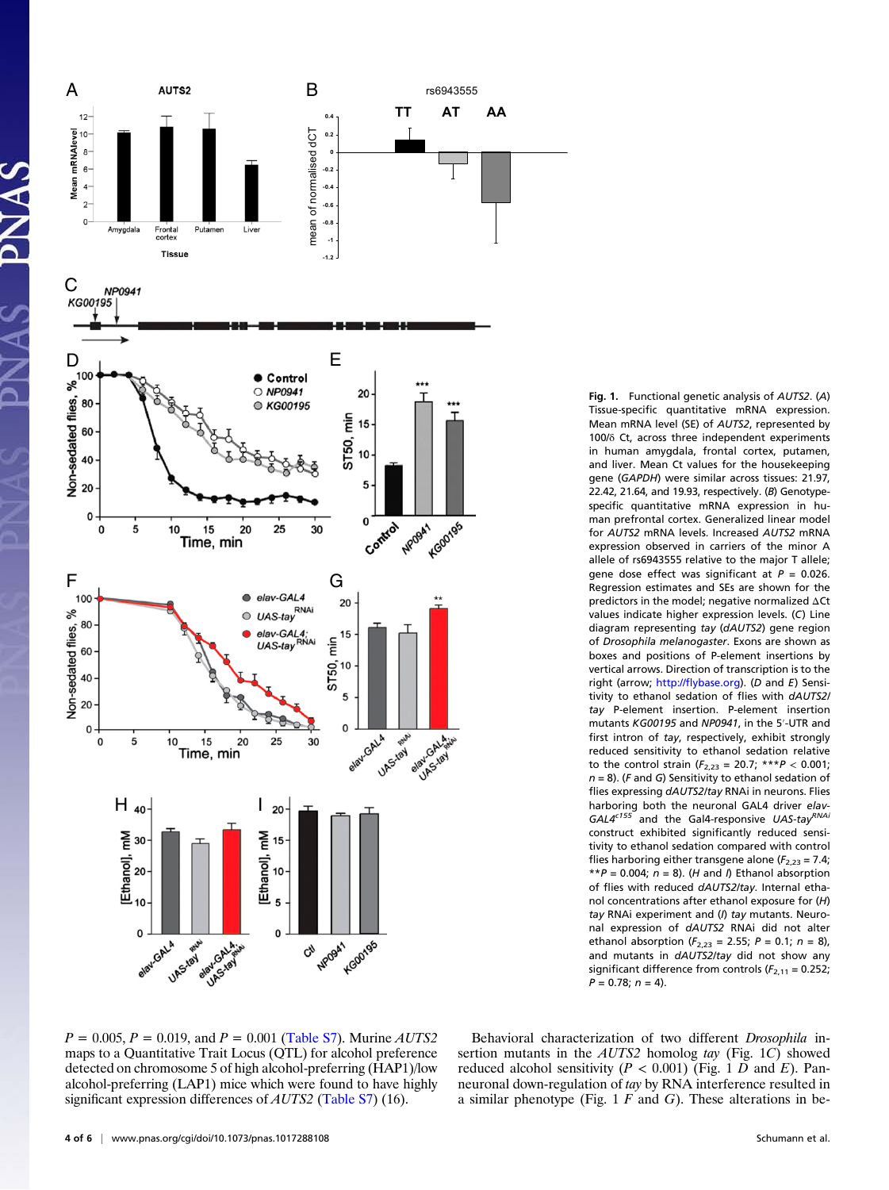**Fig. 1.** Functional genetic analysis of *AUTS2*. (*A*) Tissue-specific quantitative mRNA expression. Mean mRNA level (SE) of *AUTS2*, represented by 100/δ Ct, across three independent experiments in human amygdala, frontal cortex, putamen, and liver. Mean Ct values for the housekeeping gene (*GAPDH*) were similar across tissues: 21.97, 22.42, 21.64, and 19.93, respectively. (*B*) Genotype-specific quantitative mRNA expression in human prefrontal cortex. Generalized linear model for *AUTS2* mRNA levels. Increased *AUTS2* mRNA expression observed in carriers of the minor A allele of rs6943555 relative to the major T allele; gene dose effect was significant at $P$ = 0.026. Regression estimates and SEs are shown for the predictors in the model; negative normalized ΔCt values indicate higher expression levels. (*C*) Line diagram representing *tay* (*dAUTS2*) gene region of *Drosophila melanogaster*. Exons are shown as boxes and positions of P-element insertions by vertical arrows. Direction of transcription is to the right (arrow; http://flybase.org). (*D* and *E*) Sensitivity to ethanol sedation of flies with *dAUTS2/tay* P-element insertion. P-element insertion mutants *KG00195* and *NP0941*, in the 5′-UTR and first intron of *tay*, respectively, exhibit strongly reduced sensitivity to ethanol sedation relative to the control strain ($F_{2,23}$ = 20.7; ***$P$ < 0.001; $n$ = 8). (*F* and *G*) Sensitivity to ethanol sedation of flies expressing *dAUTS2/tay* RNAi in neurons. Flies harboring both the neuronal GAL4 driver *elav-GAL4*$^{c155}$ and the Gal4-responsive *UAS-tay*$^{RNAi}$ construct exhibited significantly reduced sensitivity to ethanol sedation compared with control flies harboring either transgene alone ($F_{2,23}$ = 7.4; **$P$ = 0.004; $n$ = 8). (*H* and *I*) Ethanol absorption of flies with reduced *dAUTS2/tay*. Internal ethanol concentrations after ethanol exposure for (*H*) *tay* RNAi experiment and (*I*) *tay* mutants. Neuronal expression of *dAUTS2* RNAi did not alter ethanol absorption ($F_{2,23}$ = 2.55; $P$ = 0.1; $n$ = 8), and mutants in *dAUTS2/tay* did not show any significant difference from controls ($F_{2,11}$ = 0.252; $P$ = 0.78; $n$ = 4).

$P$ = 0.005, $P$ = 0.019, and $P$ = 0.001 (Table S7). Murine *AUTS2* maps to a Quantitative Trait Locus (QTL) for alcohol preference detected on chromosome 5 of high alcohol-preferring (HAP1)/low alcohol-preferring (LAP1) mice which were found to have highly significant expression differences of *AUTS2* (Table S7) (16).

Behavioral characterization of two different *Drosophila* insertion mutants in the *AUTS2* homolog *tay* (Fig. 1*C*) showed reduced alcohol sensitivity ($P$ < 0.001) (Fig. 1 *D* and *E*). Panneuronal down-regulation of *tay* by RNA interference resulted in a similar phenotype (Fig. 1 *F* and *G*). These alterations in be-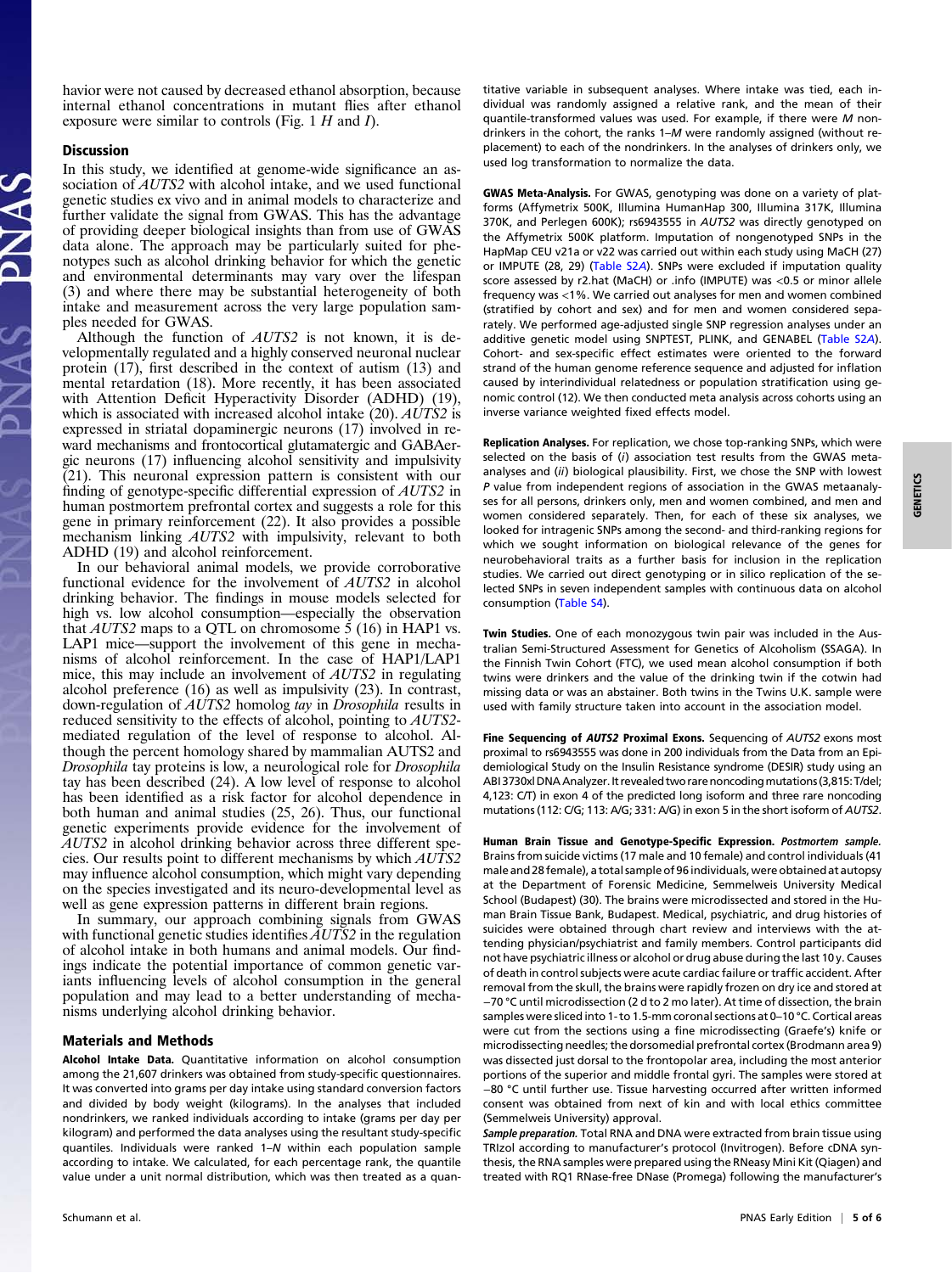havior were not caused by decreased ethanol absorption, because internal ethanol concentrations in mutant flies after ethanol exposure were similar to controls (Fig. 1 *H* and *I*).

## Discussion

In this study, we identified at genome-wide significance an association of *AUTS2* with alcohol intake, and we used functional genetic studies ex vivo and in animal models to characterize and further validate the signal from GWAS. This has the advantage of providing deeper biological insights than from use of GWAS data alone. The approach may be particularly suited for phenotypes such as alcohol drinking behavior for which the genetic and environmental determinants may vary over the lifespan (3) and where there may be substantial heterogeneity of both intake and measurement across the very large population samples needed for GWAS.

Although the function of *AUTS2* is not known, it is developmentally regulated and a highly conserved neuronal nuclear protein (17), first described in the context of autism (13) and mental retardation (18). More recently, it has been associated with Attention Deficit Hyperactivity Disorder (ADHD) (19), which is associated with increased alcohol intake (20). *AUTS2* is expressed in striatal dopaminergic neurons (17) involved in reward mechanisms and frontocortical glutamatergic and GABAergic neurons (17) influencing alcohol sensitivity and impulsivity (21). This neuronal expression pattern is consistent with our finding of genotype-specific differential expression of *AUTS2* in human postmortem prefrontal cortex and suggests a role for this gene in primary reinforcement (22). It also provides a possible mechanism linking *AUTS2* with impulsivity, relevant to both ADHD (19) and alcohol reinforcement.

In our behavioral animal models, we provide corroborative functional evidence for the involvement of *AUTS2* in alcohol drinking behavior. The findings in mouse models selected for high vs. low alcohol consumption—especially the observation that *AUTS2* maps to a QTL on chromosome 5 (16) in HAP1 vs. LAP1 mice—support the involvement of this gene in mechanisms of alcohol reinforcement. In the case of HAP1/LAP1 mice, this may include an involvement of *AUTS2* in regulating alcohol preference (16) as well as impulsivity (23). In contrast, down-regulation of *AUTS2* homolog *tay* in *Drosophila* results in reduced sensitivity to the effects of alcohol, pointing to *AUTS2*-mediated regulation of the level of response to alcohol. Although the percent homology shared by mammalian AUTS2 and *Drosophila* tay proteins is low, a neurological role for *Drosophila* tay has been described (24). A low level of response to alcohol has been identified as a risk factor for alcohol dependence in both human and animal studies (25, 26). Thus, our functional genetic experiments provide evidence for the involvement of *AUTS2* in alcohol drinking behavior across three different species. Our results point to different mechanisms by which *AUTS2* may influence alcohol consumption, which might vary depending on the species investigated and its neuro-developmental level as well as gene expression patterns in different brain regions.

In summary, our approach combining signals from GWAS with functional genetic studies identifies *AUTS2* in the regulation of alcohol intake in both humans and animal models. Our findings indicate the potential importance of common genetic variants influencing levels of alcohol consumption in the general population and may lead to a better understanding of mechanisms underlying alcohol drinking behavior.

## Materials and Methods

**Alcohol Intake Data.** Quantitative information on alcohol consumption among the 21,607 drinkers was obtained from study-specific questionnaires. It was converted into grams per day intake using standard conversion factors and divided by body weight (kilograms). In the analyses that included nondrinkers, we ranked individuals according to intake (grams per day per kilogram) and performed the data analyses using the resultant study-specific quantiles. Individuals were ranked 1–*N* within each population sample according to intake. We calculated, for each percentage rank, the quantile value under a unit normal distribution, which was then treated as a quantitative variable in subsequent analyses. Where intake was tied, each individual was randomly assigned a relative rank, and the mean of their quantile-transformed values was used. For example, if there were *M* nondrinkers in the cohort, the ranks 1–*M* were randomly assigned (without replacement) to each of the nondrinkers. In the analyses of drinkers only, we used log transformation to normalize the data.

**GWAS Meta-Analysis.** For GWAS, genotyping was done on a variety of platforms (Affymetrix 500K, Illumina HumanHap 300, Illumina 317K, Illumina 370K, and Perlegen 600K); rs6943555 in *AUTS2* was directly genotyped on the Affymetrix 500K platform. Imputation of nongenotyped SNPs in the HapMap CEU v21a or v22 was carried out within each study using MaCH (27) or IMPUTE (28, 29) (Table S2*A*). SNPs were excluded if imputation quality score assessed by r2.hat (MaCH) or .info (IMPUTE) was <0.5 or minor allele frequency was <1%. We carried out analyses for men and women combined (stratified by cohort and sex) and for men and women considered separately. We performed age-adjusted single SNP regression analyses under an additive genetic model using SNPTEST, PLINK, and GENABEL (Table S2*A*). Cohort- and sex-specific effect estimates were oriented to the forward strand of the human genome reference sequence and adjusted for inflation caused by interindividual relatedness or population stratification using genomic control (12). We then conducted meta analysis across cohorts using an inverse variance weighted fixed effects model.

**Replication Analyses.** For replication, we chose top-ranking SNPs, which were selected on the basis of (*i*) association test results from the GWAS meta-analyses and (*ii*) biological plausibility. First, we chose the SNP with lowest *P* value from independent regions of association in the GWAS metaanalyses for all persons, drinkers only, men and women combined, and men and women considered separately. Then, for each of these six analyses, we looked for intragenic SNPs among the second- and third-ranking regions for which we sought information on biological relevance of the genes for neurobehavioral traits as a further basis for inclusion in the replication studies. We carried out direct genotyping or in silico replication of the selected SNPs in seven independent samples with continuous data on alcohol consumption (Table S4).

**Twin Studies.** One of each monozygous twin pair was included in the Australian Semi-Structured Assessment for Genetics of Alcoholism (SSAGA). In the Finnish Twin Cohort (FTC), we used mean alcohol consumption if both twins were drinkers and the value of the drinking twin if the cotwin had missing data or was an abstainer. Both twins in the Twins U.K. sample were used with family structure taken into account in the association model.

**Fine Sequencing of *AUTS2* Proximal Exons.** Sequencing of *AUTS2* exons most proximal to rs6943555 was done in 200 individuals from the Data from an Epidemiological Study on the Insulin Resistance syndrome (DESIR) study using an ABI3730xl DNA Analyzer. It revealed two rare noncoding mutations (3,815: T/del; 4,123: C/T) in exon 4 of the predicted long isoform and three rare noncoding mutations (112: C/G; 113: A/G; 331: A/G) in exon 5 in the short isoform of *AUTS2*.

**Human Brain Tissue and Genotype-Specific Expression.** ***Postmortem sample.*** Brains from suicide victims (17 male and 10 female) and control individuals (41 male and 28 female), a total sample of 96 individuals, were obtained at autopsy at the Department of Forensic Medicine, Semmelweis University Medical School (Budapest) (30). The brains were microdissected and stored in the Human Brain Tissue Bank, Budapest. Medical, psychiatric, and drug histories of suicides were obtained through chart review and interviews with the attending physician/psychiatrist and family members. Control participants did not have psychiatric illness or alcohol or drug abuse during the last 10 y. Causes of death in control subjects were acute cardiac failure or traffic accident. After removal from the skull, the brains were rapidly frozen on dry ice and stored at −70 °C until microdissection (2 d to 2 mo later). At time of dissection, the brain samples were sliced into 1- to 1.5-mm coronal sections at 0–10 °C. Cortical areas were cut from the sections using a fine microdissecting (Graefe's) knife or microdissecting needles; the dorsomedial prefrontal cortex (Brodmann area 9) was dissected just dorsal to the frontopolar area, including the most anterior portions of the superior and middle frontal gyri. The samples were stored at −80 °C until further use. Tissue harvesting occurred after written informed consent was obtained from next of kin and with local ethics committee (Semmelweis University) approval.

***Sample preparation.*** Total RNA and DNA were extracted from brain tissue using TRIzol according to manufacturer's protocol (Invitrogen). Before cDNA synthesis, the RNA samples were prepared using the RNeasy Mini Kit (Qiagen) and treated with RQ1 RNase-free DNase (Promega) following the manufacturer's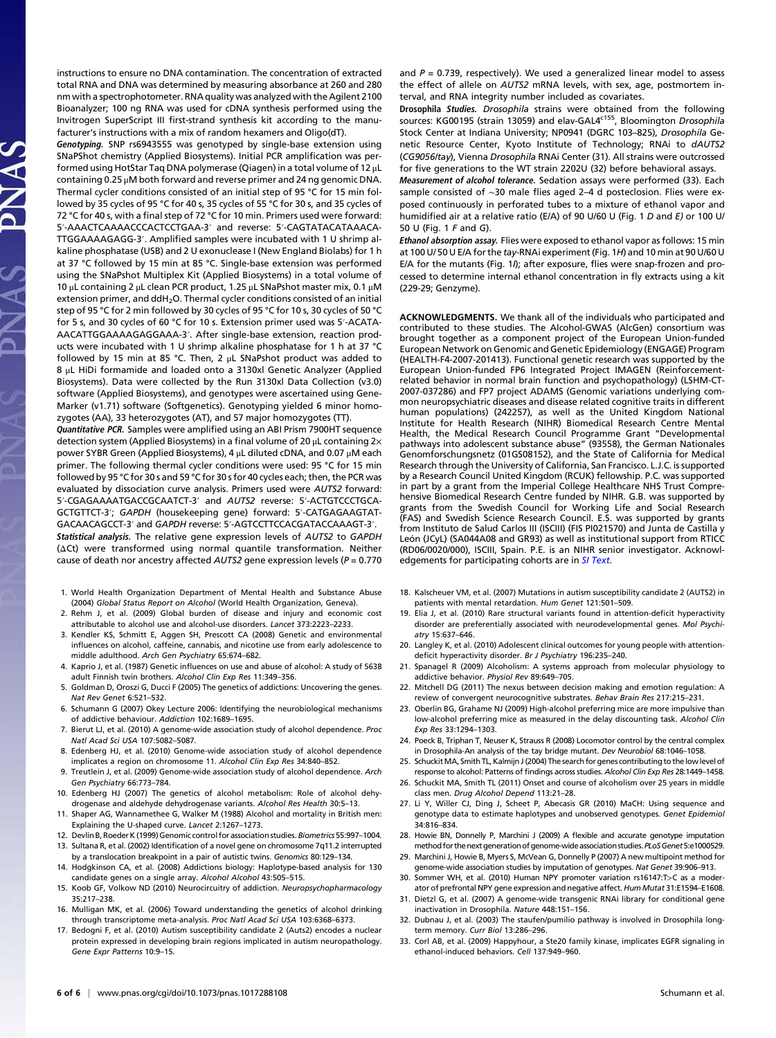instructions to ensure no DNA contamination. The concentration of extracted total RNA and DNA was determined by measuring absorbance at 260 and 280 nm with a spectrophotometer. RNA quality was analyzed with the Agilent 2100 Bioanalyzer; 100 ng RNA was used for cDNA synthesis performed using the Invitrogen SuperScript III first-strand synthesis kit according to the manufacturer's instructions with a mix of random hexamers and Oligo(dT).

***Genotyping.*** SNP rs6943555 was genotyped by single-base extension using SNaPShot chemistry (Applied Biosystems). Initial PCR amplification was performed using HotStar Taq DNA polymerase (Qiagen) in a total volume of 12 μL containing 0.25 μM both forward and reverse primer and 24 ng genomic DNA. Thermal cycler conditions consisted of an initial step of 95 °C for 15 min followed by 35 cycles of 95 °C for 40 s, 35 cycles of 55 °C for 30 s, and 35 cycles of 72 °C for 40 s, with a final step of 72 °C for 10 min. Primers used were forward: 5′-AAACTCAAAACCCACTCCTGAA-3′ and reverse: 5′-CAGTATACATAAACA-TTGGAAAAGAGG-3′. Amplified samples were incubated with 1 U shrimp alkaline phosphatase (USB) and 2 U exonuclease I (New England Biolabs) for 1 h at 37 °C followed by 15 min at 85 °C. Single-base extension was performed using the SNaPshot Multiplex Kit (Applied Biosystems) in a total volume of 10 μL containing 2 μL clean PCR product, 1.25 μL SNaPshot master mix, 0.1 μM extension primer, and $ddH_2O$. Thermal cycler conditions consisted of an initial step of 95 °C for 2 min followed by 30 cycles of 95 °C for 10 s, 30 cycles of 50 °C for 5 s, and 30 cycles of 60 °C for 10 s. Extension primer used was 5′-ACATA-AACATTGGAAAAGAGGAAA-3′. After single-base extension, reaction products were incubated with 1 U shrimp alkaline phosphatase for 1 h at 37 °C followed by 15 min at 85 °C. Then, 2 μL SNaPshot product was added to 8 μL HiDi formamide and loaded onto a 3130xl Genetic Analyzer (Applied Biosystems). Data were collected by the Run 3130xl Data Collection (v3.0) software (Applied Biosystems), and genotypes were ascertained using Gene-Marker (v1.71) software (Softgenetics). Genotyping yielded 6 minor homozygotes (AA), 33 heterozygotes (AT), and 57 major homozygotes (TT).

***Quantitative PCR.*** Samples were amplified using an ABI Prism 7900HT sequence detection system (Applied Biosystems) in a final volume of 20 μL containing 2× power SYBR Green (Applied Biosystems), 4 μL diluted cDNA, and 0.07 μM each primer. The following thermal cycler conditions were used: 95 °C for 15 min followed by 95 °C for 30 s and 59 °C for 30 s for 40 cycles each; then, the PCR was evaluated by dissociation curve analysis. Primers used were *AUTS2* forward: 5′-CGAGAAAATGACCGCAATCT-3′ and *AUTS2* reverse: 5′-ACTGTCCCTGCA-GCTGTTCT-3′; *GAPDH* (housekeeping gene) forward: 5′-CATGAGAAGTAT-GACAACAGCCT-3′ and *GAPDH* reverse: 5′-AGTCCTTCCACGATACCAAAGT-3′.

***Statistical analysis.*** The relative gene expression levels of *AUTS2* to *GAPDH* (ΔCt) were transformed using normal quantile transformation. Neither cause of death nor ancestry affected *AUTS2* gene expression levels ($P = 0.770$ and $P = 0.739$, respectively). We used a generalized linear model to assess the effect of allele on *AUTS2* mRNA levels, with sex, age, postmortem interval, and RNA integrity number included as covariates.

**Drosophila** ***Studies.*** *Drosophila* strains were obtained from the following sources: KG00195 (strain 13059) and elav-GAL4[c155], Bloomington *Drosophila* Stock Center at Indiana University; NP0941 (DGRC 103–825), *Drosophila* Genetic Resource Center, Kyoto Institute of Technology; RNAi to *dAUTS2* (*CG9056/tay*), Vienna *Drosophila* RNAi Center (31). All strains were outcrossed for five generations to the WT strain 2202U (32) before behavioral assays.

***Measurement of alcohol tolerance.*** Sedation assays were performed (33). Each sample consisted of ∼30 male flies aged 2–4 d posteclosion. Flies were exposed continuously in perforated tubes to a mixture of ethanol vapor and humidified air at a relative ratio (E/A) of 90 U/60 U (Fig. 1 *D* and *E*) or 100 U/50 U (Fig. 1 *F* and *G*).

***Ethanol absorption assay.*** Flies were exposed to ethanol vapor as follows: 15 min at 100 U/50 U E/A for the *tay*-RNAi experiment (Fig. 1*H*) and 10 min at 90 U/60 U E/A for the mutants (Fig. 1*I*); after exposure, flies were snap-frozen and processed to determine internal ethanol concentration in fly extracts using a kit (229-29; Genzyme).

**ACKNOWLEDGMENTS.** We thank all of the individuals who participated and contributed to these studies. The Alcohol-GWAS (AlcGen) consortium was brought together as a component project of the European Union-funded European Network on Genomic and Genetic Epidemiology (ENGAGE) Program (HEALTH-F4-2007-201413). Functional genetic research was supported by the European Union-funded FP6 Integrated Project IMAGEN (Reinforcement-related behavior in normal brain function and psychopathology) (LSHM-CT-2007-037286) and FP7 project ADAMS (Genomic variations underlying common neuropsychiatric diseases and disease related cognitive traits in different human populations) (242257), as well as the United Kingdom National Institute for Health Research (NIHR) Biomedical Research Centre Mental Health, the Medical Research Council Programme Grant "Developmental pathways into adolescent substance abuse" (93558), the German Nationales Genomforschungsnetz (01GS08152), and the State of California for Medical Research through the University of California, San Francisco. L.J.C. is supported by a Research Council United Kingdom (RCUK) fellowship. P.C. was supported in part by a grant from the Imperial College Healthcare NHS Trust Comprehensive Biomedical Research Centre funded by NIHR. G.B. was supported by grants from the Swedish Council for Working Life and Social Research (FAS) and Swedish Science Research Council. E.S. was supported by grants from Instituto de Salud Carlos III (ISCIII) (FIS PI021570) and Junta de Castilla y León (JCyL) (SA044A08 and GR93) as well as institutional support from RTICC (RD06/0020/000), ISCIII, Spain. P.E. is an NIHR senior investigator. Acknowledgements for participating cohorts are in *SI Text*.

1. World Health Organization Department of Mental Health and Substance Abuse (2004) *Global Status Report on Alcohol* (World Health Organization, Geneva).
2. Rehm J, et al. (2009) Global burden of disease and injury and economic cost attributable to alcohol use and alcohol-use disorders. *Lancet* 373:2223–2233.
3. Kendler KS, Schmitt E, Aggen SH, Prescott CA (2008) Genetic and environmental influences on alcohol, caffeine, cannabis, and nicotine use from early adolescence to middle adulthood. *Arch Gen Psychiatry* 65:674–682.
4. Kaprio J, et al. (1987) Genetic influences on use and abuse of alcohol: A study of 5638 adult Finnish twin brothers. *Alcohol Clin Exp Res* 11:349–356.
5. Goldman D, Oroszi G, Ducci F (2005) The genetics of addictions: Uncovering the genes. *Nat Rev Genet* 6:521–532.
6. Schumann G (2007) Okey Lecture 2006: Identifying the neurobiological mechanisms of addictive behaviour. *Addiction* 102:1689–1695.
7. Bierut LJ, et al. (2010) A genome-wide association study of alcohol dependence. *Proc Natl Acad Sci USA* 107:5082–5087.
8. Edenberg HJ, et al. (2010) Genome-wide association study of alcohol dependence implicates a region on chromosome 11. *Alcohol Clin Exp Res* 34:840–852.
9. Treutlein J, et al. (2009) Genome-wide association study of alcohol dependence. *Arch Gen Psychiatry* 66:773–784.
10. Edenberg HJ (2007) The genetics of alcohol metabolism: Role of alcohol dehydrogenase and aldehyde dehydrogenase variants. *Alcohol Res Health* 30:5–13.
11. Shaper AG, Wannamethee G, Walker M (1988) Alcohol and mortality in British men: Explaining the U-shaped curve. *Lancet* 2:1267–1273.
12. Devlin B, Roeder K (1999) Genomic control for association studies. *Biometrics* 55:997–1004.
13. Sultana R, et al. (2002) Identification of a novel gene on chromosome 7q11.2 interrupted by a translocation breakpoint in a pair of autistic twins. *Genomics* 80:129–134.
14. Hodgkinson CA, et al. (2008) Addictions biology: Haplotype-based analysis for 130 candidate genes on a single array. *Alcohol Alcohol* 43:505–515.
15. Koob GF, Volkow ND (2010) Neurocircuitry of addiction. *Neuropsychopharmacology* 35:217–238.
16. Mulligan MK, et al. (2006) Toward understanding the genetics of alcohol drinking through transcriptome meta-analysis. *Proc Natl Acad Sci USA* 103:6368–6373.
17. Bedogni F, et al. (2010) Autism susceptibility candidate 2 (Auts2) encodes a nuclear protein expressed in developing brain regions implicated in autism neuropathology. *Gene Expr Patterns* 10:9–15.
18. Kalscheuer VM, et al. (2007) Mutations in autism susceptibility candidate 2 (AUTS2) in patients with mental retardation. *Hum Genet* 121:501–509.
19. Elia J, et al. (2010) Rare structural variants found in attention-deficit hyperactivity disorder are preferentially associated with neurodevelopmental genes. *Mol Psychiatry* 15:637–646.
20. Langley K, et al. (2010) Adolescent clinical outcomes for young people with attention-deficit hyperactivity disorder. *Br J Psychiatry* 196:235–240.
21. Spanagel R (2009) Alcoholism: A systems approach from molecular physiology to addictive behavior. *Physiol Rev* 89:649–705.
22. Mitchell DG (2011) The nexus between decision making and emotion regulation: A review of convergent neurocognitive substrates. *Behav Brain Res* 217:215–231.
23. Oberlin BG, Grahame NJ (2009) High-alcohol preferring mice are more impulsive than low-alcohol preferring mice as measured in the delay discounting task. *Alcohol Clin Exp Res* 33:1294–1303.
24. Poeck B, Triphan T, Neuser K, Strauss R (2008) Locomotor control by the central complex in Drosophila-An analysis of the tay bridge mutant. *Dev Neurobiol* 68:1046–1058.
25. Schuckit MA, Smith TL, Kalmijn J (2004) The search for genes contributing to the low level of response to alcohol: Patterns of findings across studies. *Alcohol Clin Exp Res* 28:1449–1458.
26. Schuckit MA, Smith TL (2011) Onset and course of alcoholism over 25 years in middle class men. *Drug Alcohol Depend* 113:21–28.
27. Li Y, Willer CJ, Ding J, Scheet P, Abecasis GR (2010) MaCH: Using sequence and genotype data to estimate haplotypes and unobserved genotypes. *Genet Epidemiol* 34:816–834.
28. Howie BN, Donnelly P, Marchini J (2009) A flexible and accurate genotype imputation method for the next generation of genome-wide association studies. *PLoS Genet* 5:e1000529.
29. Marchini J, Howie B, Myers S, McVean G, Donnelly P (2007) A new multipoint method for genome-wide association studies by imputation of genotypes. *Nat Genet* 39:906–913.
30. Sommer WH, et al. (2010) Human NPY promoter variation rs16147:T>C as a moderator of prefrontal NPY gene expression and negative affect. *Hum Mutat* 31:E1594–E1608.
31. Dietzl G, et al. (2007) A genome-wide transgenic RNAi library for conditional gene inactivation in Drosophila. *Nature* 448:151–156.
32. Dubnau J, et al. (2003) The staufen/pumilio pathway is involved in Drosophila long-term memory. *Curr Biol* 13:286–296.
33. Corl AB, et al. (2009) Happyhour, a Ste20 family kinase, implicates EGFR signaling in ethanol-induced behaviors. *Cell* 137:949–960.